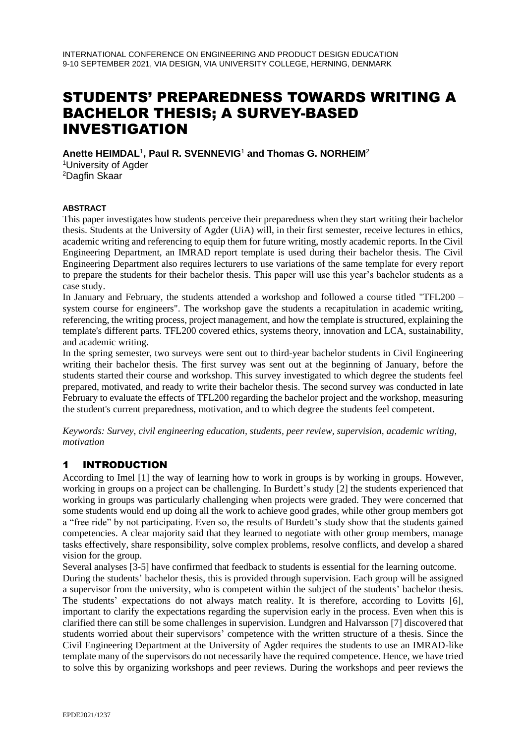# STUDENTS' PREPAREDNESS TOWARDS WRITING A BACHELOR THESIS; A SURVEY-BASED INVESTIGATION

**Anette HEIMDAL**[1], **Paul R. SVENNEVIG**[1] **and Thomas G. NORHEIM**[2]

[1]University of Agder

[2]Dagfin Skaar

#### ABSTRACT

This paper investigates how students perceive their preparedness when they start writing their bachelor thesis. Students at the University of Agder (UiA) will, in their first semester, receive lectures in ethics, academic writing and referencing to equip them for future writing, mostly academic reports. In the Civil Engineering Department, an IMRAD report template is used during their bachelor thesis. The Civil Engineering Department also requires lecturers to use variations of the same template for every report to prepare the students for their bachelor thesis. This paper will use this year's bachelor students as a case study.

In January and February, the students attended a workshop and followed a course titled "TFL200 – system course for engineers". The workshop gave the students a recapitulation in academic writing, referencing, the writing process, project management, and how the template is structured, explaining the template's different parts. TFL200 covered ethics, systems theory, innovation and LCA, sustainability, and academic writing.

In the spring semester, two surveys were sent out to third-year bachelor students in Civil Engineering writing their bachelor thesis. The first survey was sent out at the beginning of January, before the students started their course and workshop. This survey investigated to which degree the students feel prepared, motivated, and ready to write their bachelor thesis. The second survey was conducted in late February to evaluate the effects of TFL200 regarding the bachelor project and the workshop, measuring the student's current preparedness, motivation, and to which degree the students feel competent.

*Keywords: Survey, civil engineering education, students, peer review, supervision, academic writing, motivation*

## 1 INTRODUCTION

According to Imel [1] the way of learning how to work in groups is by working in groups. However, working in groups on a project can be challenging. In Burdett's study [2] the students experienced that working in groups was particularly challenging when projects were graded. They were concerned that some students would end up doing all the work to achieve good grades, while other group members got a "free ride" by not participating. Even so, the results of Burdett's study show that the students gained competencies. A clear majority said that they learned to negotiate with other group members, manage tasks effectively, share responsibility, solve complex problems, resolve conflicts, and develop a shared vision for the group.

Several analyses [3-5] have confirmed that feedback to students is essential for the learning outcome.

During the students' bachelor thesis, this is provided through supervision. Each group will be assigned a supervisor from the university, who is competent within the subject of the students' bachelor thesis. The students' expectations do not always match reality. It is therefore, according to Lovitts [6], important to clarify the expectations regarding the supervision early in the process. Even when this is clarified there can still be some challenges in supervision. Lundgren and Halvarsson [7] discovered that students worried about their supervisors' competence with the written structure of a thesis. Since the Civil Engineering Department at the University of Agder requires the students to use an IMRAD-like template many of the supervisors do not necessarily have the required competence. Hence, we have tried to solve this by organizing workshops and peer reviews. During the workshops and peer reviews the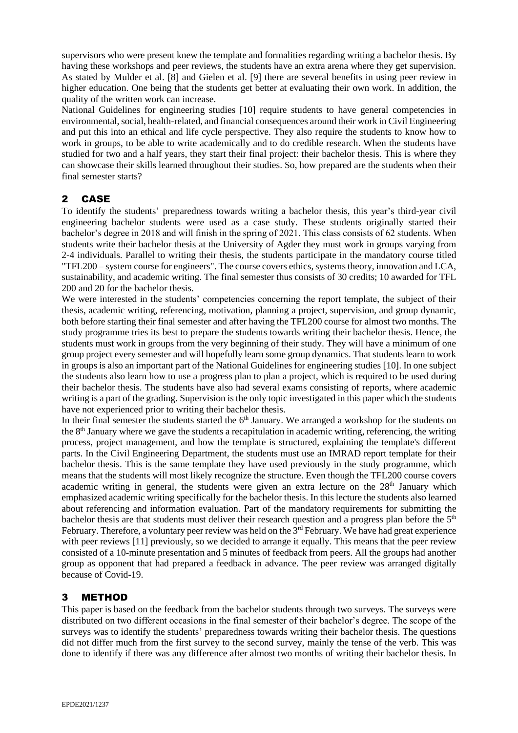supervisors who were present knew the template and formalities regarding writing a bachelor thesis. By having these workshops and peer reviews, the students have an extra arena where they get supervision. As stated by Mulder et al. [8] and Gielen et al. [9] there are several benefits in using peer review in higher education. One being that the students get better at evaluating their own work. In addition, the quality of the written work can increase.

National Guidelines for engineering studies [10] require students to have general competencies in environmental, social, health-related, and financial consequences around their work in Civil Engineering and put this into an ethical and life cycle perspective. They also require the students to know how to work in groups, to be able to write academically and to do credible research. When the students have studied for two and a half years, they start their final project: their bachelor thesis. This is where they can showcase their skills learned throughout their studies. So, how prepared are the students when their final semester starts?

## 2 CASE

To identify the students' preparedness towards writing a bachelor thesis, this year's third-year civil engineering bachelor students were used as a case study. These students originally started their bachelor's degree in 2018 and will finish in the spring of 2021. This class consists of 62 students. When students write their bachelor thesis at the University of Agder they must work in groups varying from 2-4 individuals. Parallel to writing their thesis, the students participate in the mandatory course titled "TFL200 – system course for engineers". The course covers ethics, systems theory, innovation and LCA, sustainability, and academic writing. The final semester thus consists of 30 credits; 10 awarded for TFL 200 and 20 for the bachelor thesis.

We were interested in the students' competencies concerning the report template, the subject of their thesis, academic writing, referencing, motivation, planning a project, supervision, and group dynamic, both before starting their final semester and after having the TFL200 course for almost two months. The study programme tries its best to prepare the students towards writing their bachelor thesis. Hence, the students must work in groups from the very beginning of their study. They will have a minimum of one group project every semester and will hopefully learn some group dynamics. That students learn to work in groups is also an important part of the National Guidelines for engineering studies [10]. In one subject the students also learn how to use a progress plan to plan a project, which is required to be used during their bachelor thesis. The students have also had several exams consisting of reports, where academic writing is a part of the grading. Supervision is the only topic investigated in this paper which the students have not experienced prior to writing their bachelor thesis.

In their final semester the students started the 6th January. We arranged a workshop for the students on the 8th January where we gave the students a recapitulation in academic writing, referencing, the writing process, project management, and how the template is structured, explaining the template's different parts. In the Civil Engineering Department, the students must use an IMRAD report template for their bachelor thesis. This is the same template they have used previously in the study programme, which means that the students will most likely recognize the structure. Even though the TFL200 course covers academic writing in general, the students were given an extra lecture on the 28th January which emphasized academic writing specifically for the bachelor thesis. In this lecture the students also learned about referencing and information evaluation. Part of the mandatory requirements for submitting the bachelor thesis are that students must deliver their research question and a progress plan before the 5th February. Therefore, a voluntary peer review was held on the 3rd February. We have had great experience with peer reviews [11] previously, so we decided to arrange it equally. This means that the peer review consisted of a 10-minute presentation and 5 minutes of feedback from peers. All the groups had another group as opponent that had prepared a feedback in advance. The peer review was arranged digitally because of Covid-19.

## 3 METHOD

This paper is based on the feedback from the bachelor students through two surveys. The surveys were distributed on two different occasions in the final semester of their bachelor's degree. The scope of the surveys was to identify the students' preparedness towards writing their bachelor thesis. The questions did not differ much from the first survey to the second survey, mainly the tense of the verb. This was done to identify if there was any difference after almost two months of writing their bachelor thesis. In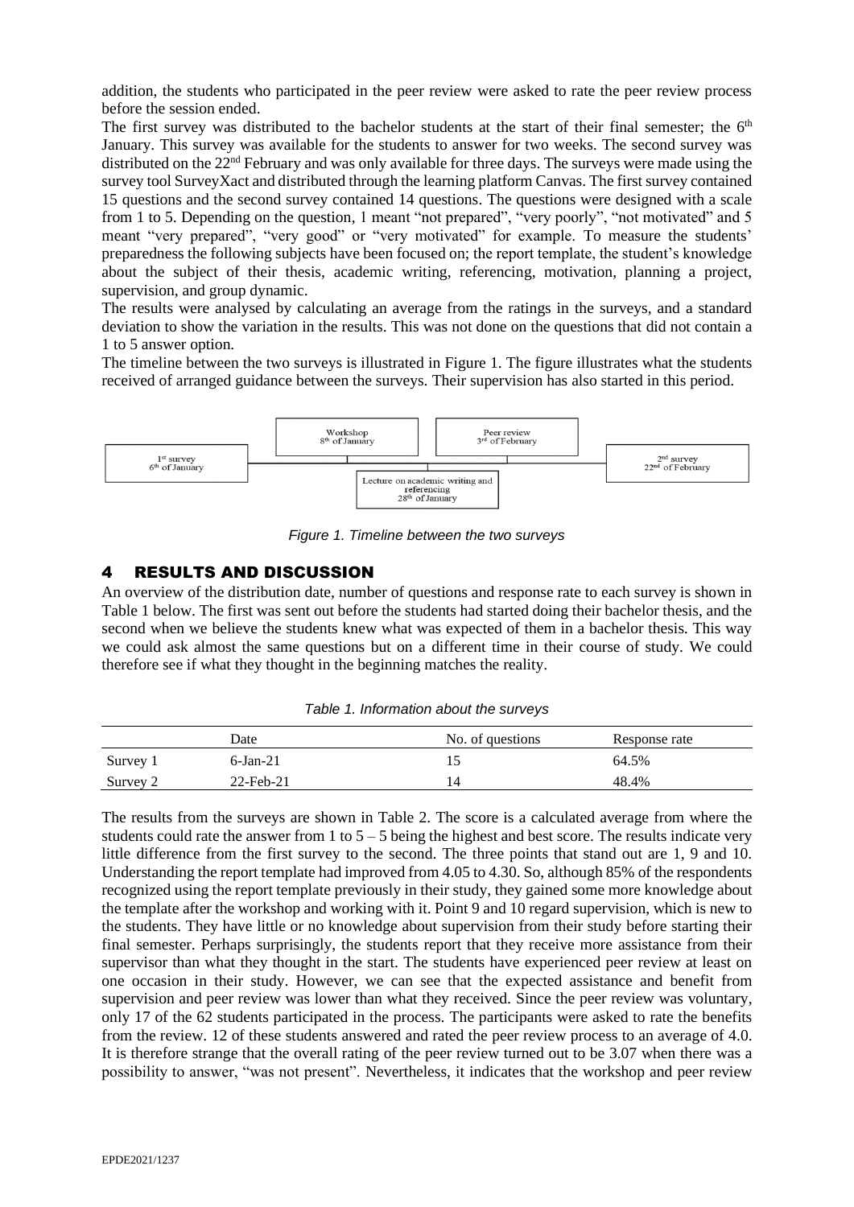addition, the students who participated in the peer review were asked to rate the peer review process before the session ended.

The first survey was distributed to the bachelor students at the start of their final semester; the 6th January. This survey was available for the students to answer for two weeks. The second survey was distributed on the 22nd February and was only available for three days. The surveys were made using the survey tool SurveyXact and distributed through the learning platform Canvas. The first survey contained 15 questions and the second survey contained 14 questions. The questions were designed with a scale from 1 to 5. Depending on the question, 1 meant "not prepared", "very poorly", "not motivated" and 5 meant "very prepared", "very good" or "very motivated" for example. To measure the students' preparedness the following subjects have been focused on; the report template, the student's knowledge about the subject of their thesis, academic writing, referencing, motivation, planning a project, supervision, and group dynamic.

The results were analysed by calculating an average from the ratings in the surveys, and a standard deviation to show the variation in the results. This was not done on the questions that did not contain a 1 to 5 answer option.

The timeline between the two surveys is illustrated in Figure 1. The figure illustrates what the students received of arranged guidance between the surveys. Their supervision has also started in this period.

*Figure 1. Timeline between the two surveys*

## 4 RESULTS AND DISCUSSION

An overview of the distribution date, number of questions and response rate to each survey is shown in Table 1 below. The first was sent out before the students had started doing their bachelor thesis, and the second when we believe the students knew what was expected of them in a bachelor thesis. This way we could ask almost the same questions but on a different time in their course of study. We could therefore see if what they thought in the beginning matches the reality.

*Table 1. Information about the surveys*

| | Date | No. of questions | Response rate |
|---|---|---|---|
| Survey 1 | 6-Jan-21 | 15 | 64.5% |
| Survey 2 | 22-Feb-21 | 14 | 48.4% |

The results from the surveys are shown in Table 2. The score is a calculated average from where the students could rate the answer from 1 to 5 – 5 being the highest and best score. The results indicate very little difference from the first survey to the second. The three points that stand out are 1, 9 and 10. Understanding the report template had improved from 4.05 to 4.30. So, although 85% of the respondents recognized using the report template previously in their study, they gained some more knowledge about the template after the workshop and working with it. Point 9 and 10 regard supervision, which is new to the students. They have little or no knowledge about supervision from their study before starting their final semester. Perhaps surprisingly, the students report that they receive more assistance from their supervisor than what they thought in the start. The students have experienced peer review at least on one occasion in their study. However, we can see that the expected assistance and benefit from supervision and peer review was lower than what they received. Since the peer review was voluntary, only 17 of the 62 students participated in the process. The participants were asked to rate the benefits from the review. 12 of these students answered and rated the peer review process to an average of 4.0. It is therefore strange that the overall rating of the peer review turned out to be 3.07 when there was a possibility to answer, "was not present". Nevertheless, it indicates that the workshop and peer review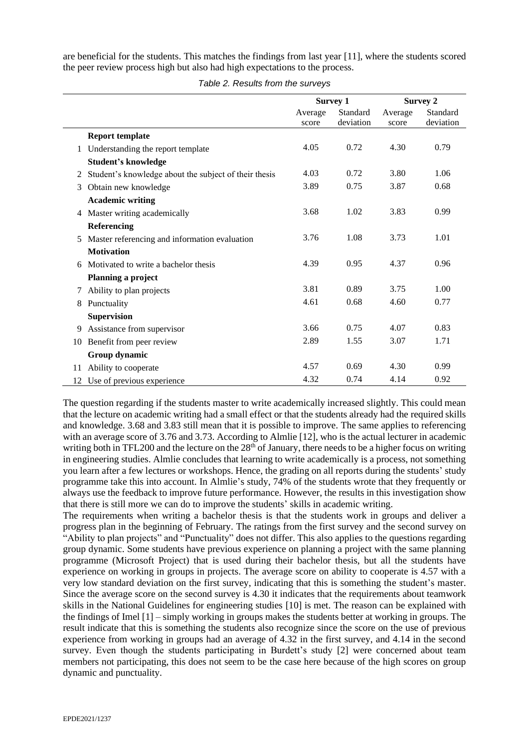are beneficial for the students. This matches the findings from last year [11], where the students scored the peer review process high but also had high expectations to the process.

*Table 2. Results from the surveys*

| | | Survey 1 | | Survey 2 | |
|---|---|---|---|---|---|
| | | Average score | Standard deviation | Average score | Standard deviation |
| | **Report template** | | | | |
| 1 | Understanding the report template | 4.05 | 0.72 | 4.30 | 0.79 |
| | **Student's knowledge** | | | | |
| 2 | Student's knowledge about the subject of their thesis | 4.03 | 0.72 | 3.80 | 1.06 |
| 3 | Obtain new knowledge | 3.89 | 0.75 | 3.87 | 0.68 |
| | **Academic writing** | | | | |
| 4 | Master writing academically | 3.68 | 1.02 | 3.83 | 0.99 |
| | **Referencing** | | | | |
| 5 | Master referencing and information evaluation | 3.76 | 1.08 | 3.73 | 1.01 |
| | **Motivation** | | | | |
| 6 | Motivated to write a bachelor thesis | 4.39 | 0.95 | 4.37 | 0.96 |
| | **Planning a project** | | | | |
| 7 | Ability to plan projects | 3.81 | 0.89 | 3.75 | 1.00 |
| 8 | Punctuality | 4.61 | 0.68 | 4.60 | 0.77 |
| | **Supervision** | | | | |
| 9 | Assistance from supervisor | 3.66 | 0.75 | 4.07 | 0.83 |
| 10 | Benefit from peer review | 2.89 | 1.55 | 3.07 | 1.71 |
| | **Group dynamic** | | | | |
| 11 | Ability to cooperate | 4.57 | 0.69 | 4.30 | 0.99 |
| 12 | Use of previous experience | 4.32 | 0.74 | 4.14 | 0.92 |

The question regarding if the students master to write academically increased slightly. This could mean that the lecture on academic writing had a small effect or that the students already had the required skills and knowledge. 3.68 and 3.83 still mean that it is possible to improve. The same applies to referencing with an average score of 3.76 and 3.73. According to Almlie [12], who is the actual lecturer in academic writing both in TFL200 and the lecture on the 28th of January, there needs to be a higher focus on writing in engineering studies. Almlie concludes that learning to write academically is a process, not something you learn after a few lectures or workshops. Hence, the grading on all reports during the students' study programme take this into account. In Almlie's study, 74% of the students wrote that they frequently or always use the feedback to improve future performance. However, the results in this investigation show that there is still more we can do to improve the students' skills in academic writing.

The requirements when writing a bachelor thesis is that the students work in groups and deliver a progress plan in the beginning of February. The ratings from the first survey and the second survey on "Ability to plan projects" and "Punctuality" does not differ. This also applies to the questions regarding group dynamic. Some students have previous experience on planning a project with the same planning programme (Microsoft Project) that is used during their bachelor thesis, but all the students have experience on working in groups in projects. The average score on ability to cooperate is 4.57 with a very low standard deviation on the first survey, indicating that this is something the student's master. Since the average score on the second survey is 4.30 it indicates that the requirements about teamwork skills in the National Guidelines for engineering studies [10] is met. The reason can be explained with the findings of Imel [1] – simply working in groups makes the students better at working in groups. The result indicate that this is something the students also recognize since the score on the use of previous experience from working in groups had an average of 4.32 in the first survey, and 4.14 in the second survey. Even though the students participating in Burdett's study [2] were concerned about team members not participating, this does not seem to be the case here because of the high scores on group dynamic and punctuality.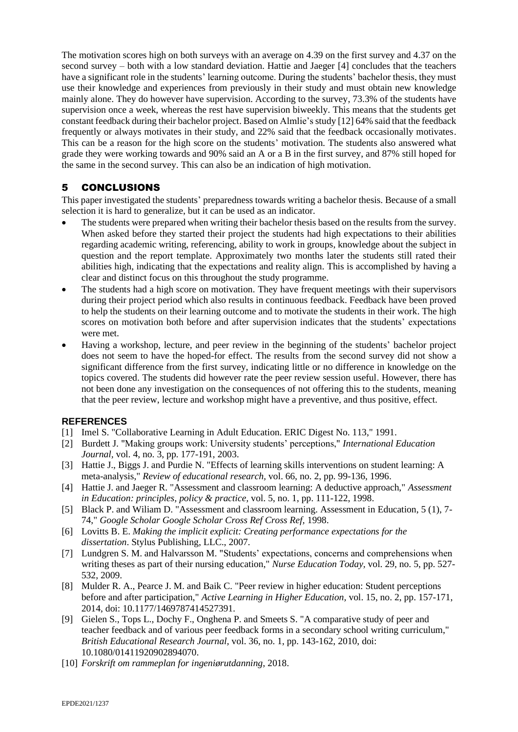The motivation scores high on both surveys with an average on 4.39 on the first survey and 4.37 on the second survey – both with a low standard deviation. Hattie and Jaeger [4] concludes that the teachers have a significant role in the students' learning outcome. During the students' bachelor thesis, they must use their knowledge and experiences from previously in their study and must obtain new knowledge mainly alone. They do however have supervision. According to the survey, 73.3% of the students have supervision once a week, whereas the rest have supervision biweekly. This means that the students get constant feedback during their bachelor project. Based on Almlie's study [12] 64% said that the feedback frequently or always motivates in their study, and 22% said that the feedback occasionally motivates. This can be a reason for the high score on the students' motivation. The students also answered what grade they were working towards and 90% said an A or a B in the first survey, and 87% still hoped for the same in the second survey. This can also be an indication of high motivation.

## 5 CONCLUSIONS

This paper investigated the students' preparedness towards writing a bachelor thesis. Because of a small selection it is hard to generalize, but it can be used as an indicator.

- The students were prepared when writing their bachelor thesis based on the results from the survey. When asked before they started their project the students had high expectations to their abilities regarding academic writing, referencing, ability to work in groups, knowledge about the subject in question and the report template. Approximately two months later the students still rated their abilities high, indicating that the expectations and reality align. This is accomplished by having a clear and distinct focus on this throughout the study programme.
- The students had a high score on motivation. They have frequent meetings with their supervisors during their project period which also results in continuous feedback. Feedback have been proved to help the students on their learning outcome and to motivate the students in their work. The high scores on motivation both before and after supervision indicates that the students' expectations were met.
- Having a workshop, lecture, and peer review in the beginning of the students' bachelor project does not seem to have the hoped-for effect. The results from the second survey did not show a significant difference from the first survey, indicating little or no difference in knowledge on the topics covered. The students did however rate the peer review session useful. However, there has not been done any investigation on the consequences of not offering this to the students, meaning that the peer review, lecture and workshop might have a preventive, and thus positive, effect.

### REFERENCES

[1] Imel S. "Collaborative Learning in Adult Education. ERIC Digest No. 113," 1991.

[2] Burdett J. "Making groups work: University students' perceptions," *International Education Journal*, vol. 4, no. 3, pp. 177-191, 2003.

[3] Hattie J., Biggs J. and Purdie N. "Effects of learning skills interventions on student learning: A meta-analysis," *Review of educational research*, vol. 66, no. 2, pp. 99-136, 1996.

[4] Hattie J. and Jaeger R. "Assessment and classroom learning: A deductive approach," *Assessment in Education: principles, policy & practice*, vol. 5, no. 1, pp. 111-122, 1998.

[5] Black P. and Wiliam D. "Assessment and classroom learning. Assessment in Education, 5 (1), 7-74," *Google Scholar Google Scholar Cross Ref Cross Ref*, 1998.

[6] Lovitts B. E. *Making the implicit explicit: Creating performance expectations for the dissertation*. Stylus Publishing, LLC., 2007.

[7] Lundgren S. M. and Halvarsson M. "Students' expectations, concerns and comprehensions when writing theses as part of their nursing education," *Nurse Education Today*, vol. 29, no. 5, pp. 527-532, 2009.

[8] Mulder R. A., Pearce J. M. and Baik C. "Peer review in higher education: Student perceptions before and after participation," *Active Learning in Higher Education*, vol. 15, no. 2, pp. 157-171, 2014, doi: 10.1177/1469787414527391.

[9] Gielen S., Tops L., Dochy F., Onghena P. and Smeets S. "A comparative study of peer and teacher feedback and of various peer feedback forms in a secondary school writing curriculum," *British Educational Research Journal*, vol. 36, no. 1, pp. 143-162, 2010, doi: 10.1080/01411920902894070.

[10] *Forskrift om rammeplan for ingeniørutdanning*, 2018.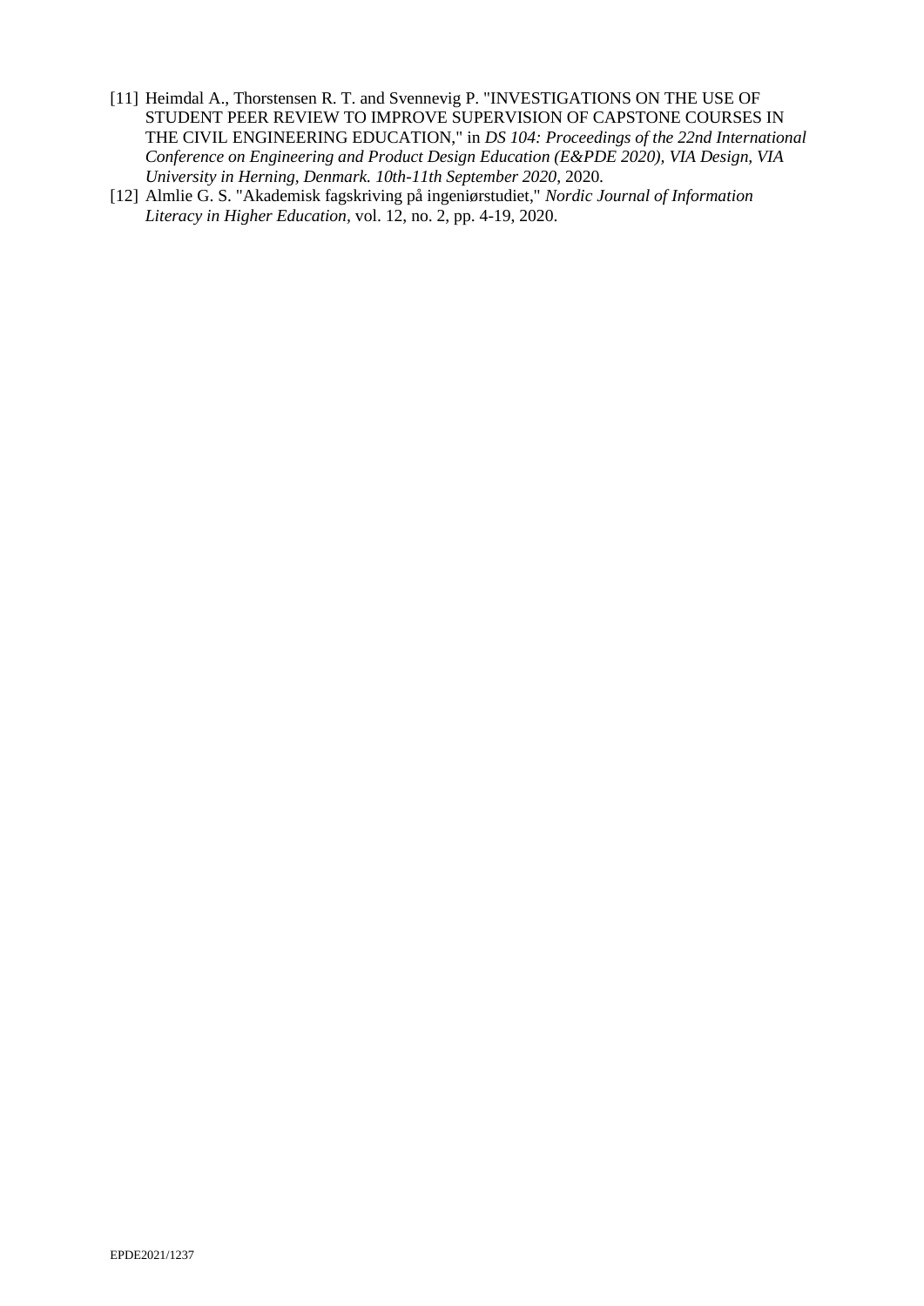[11] Heimdal A., Thorstensen R. T. and Svennevig P. "INVESTIGATIONS ON THE USE OF STUDENT PEER REVIEW TO IMPROVE SUPERVISION OF CAPSTONE COURSES IN THE CIVIL ENGINEERING EDUCATION," in *DS 104: Proceedings of the 22nd International Conference on Engineering and Product Design Education (E&PDE 2020), VIA Design, VIA University in Herning, Denmark. 10th-11th September 2020*, 2020.

[12] Almlie G. S. "Akademisk fagskriving på ingeniørstudiet," *Nordic Journal of Information Literacy in Higher Education*, vol. 12, no. 2, pp. 4-19, 2020.